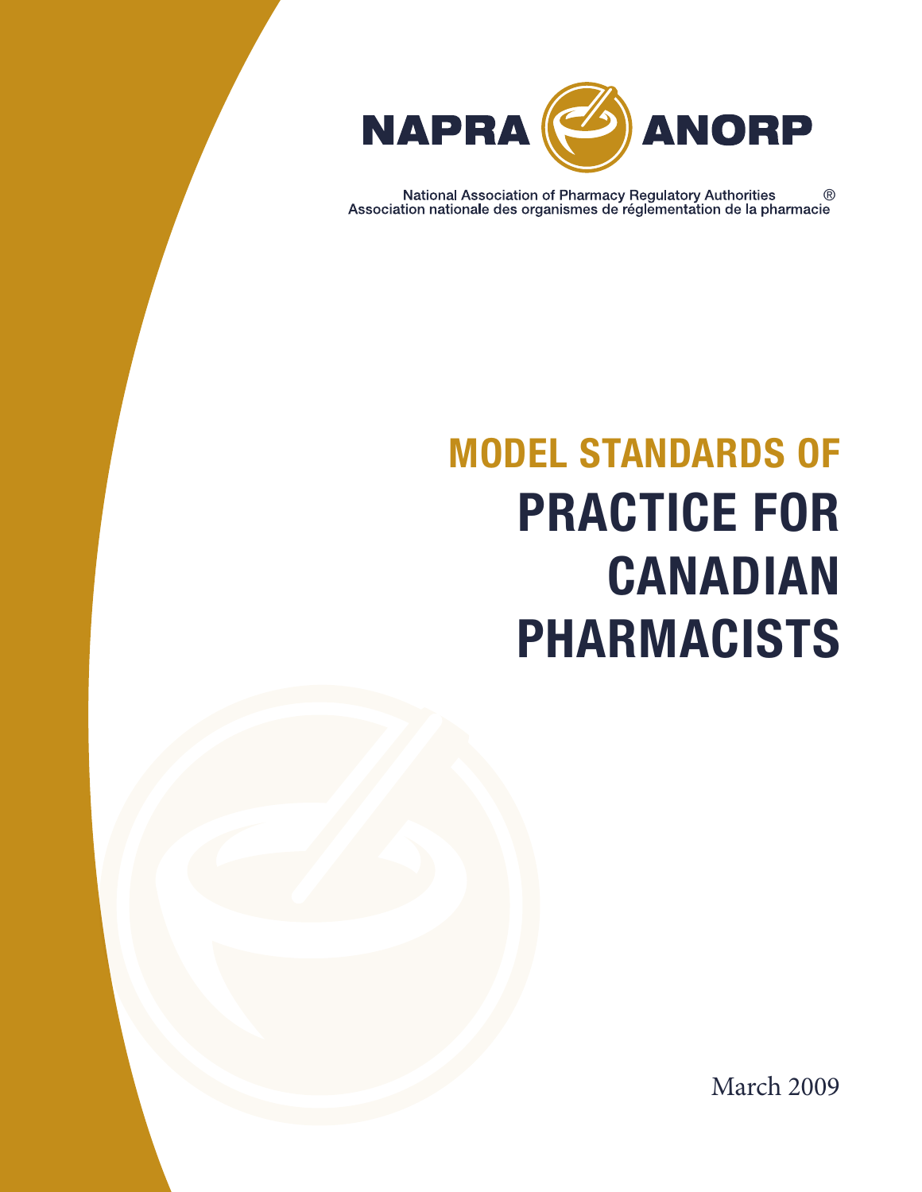NAPRA ANORP

National Association of Pharmacy Regulatory Authorities ®
Association nationale des organismes de réglementation de la pharmacie

# MODEL STANDARDS OF PRACTICE FOR CANADIAN PHARMACISTS

March 2009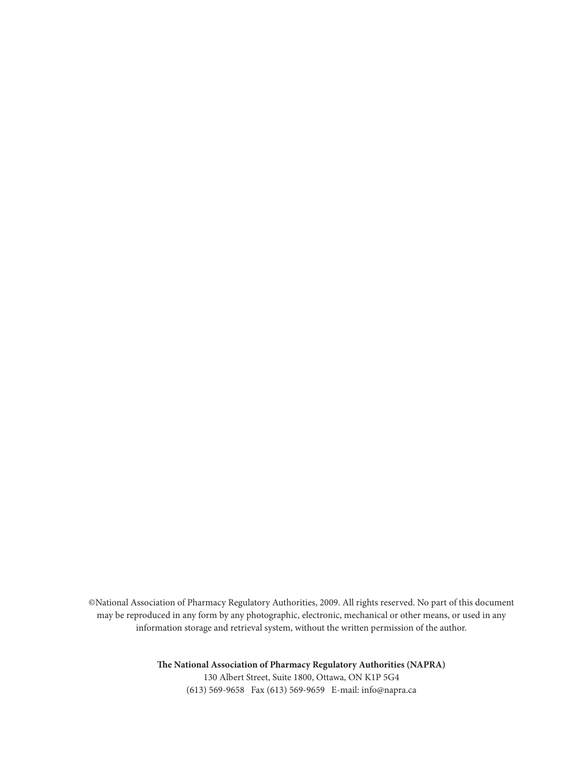©National Association of Pharmacy Regulatory Authorities, 2009. All rights reserved. No part of this document may be reproduced in any form by any photographic, electronic, mechanical or other means, or used in any information storage and retrieval system, without the written permission of the author.

**The National Association of Pharmacy Regulatory Authorities (NAPRA)**
130 Albert Street, Suite 1800, Ottawa, ON K1P 5G4
(613) 569-9658 Fax (613) 569-9659 E-mail: info@napra.ca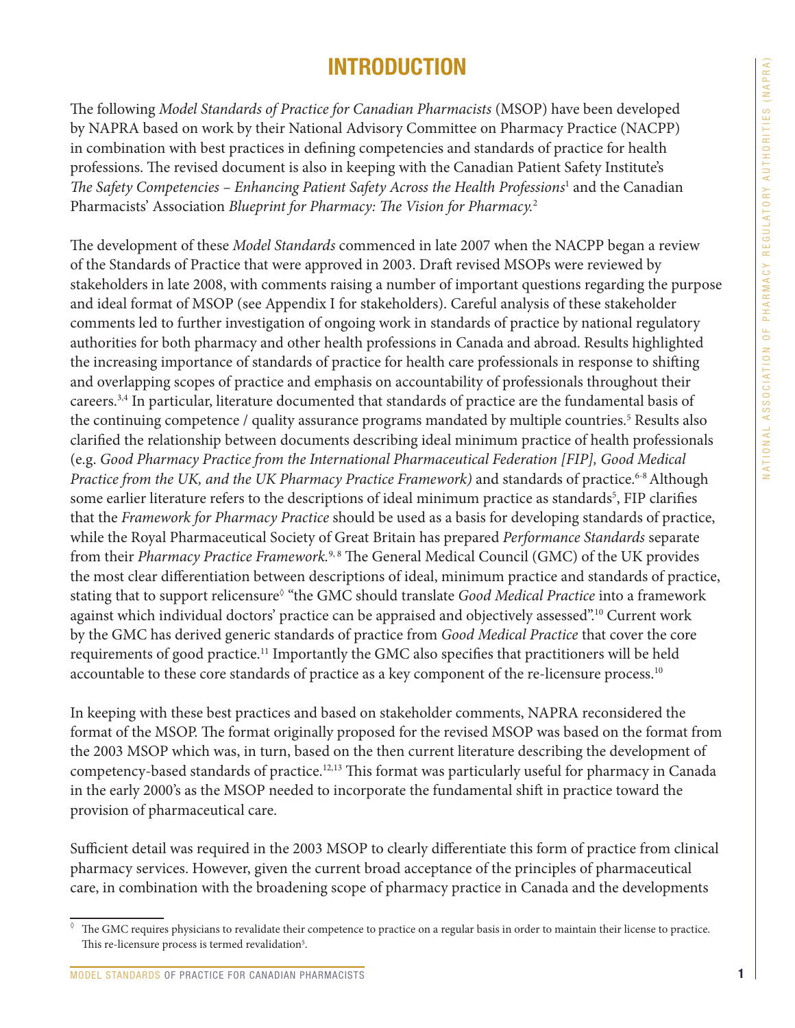# INTRODUCTION

The following *Model Standards of Practice for Canadian Pharmacists* (MSOP) have been developed by NAPRA based on work by their National Advisory Committee on Pharmacy Practice (NACPP) in combination with best practices in defining competencies and standards of practice for health professions. The revised document is also in keeping with the Canadian Patient Safety Institute's *The Safety Competencies – Enhancing Patient Safety Across the Health Professions*[1] and the Canadian Pharmacists' Association *Blueprint for Pharmacy: The Vision for Pharmacy.*[2]

The development of these *Model Standards* commenced in late 2007 when the NACPP began a review of the Standards of Practice that were approved in 2003. Draft revised MSOPs were reviewed by stakeholders in late 2008, with comments raising a number of important questions regarding the purpose and ideal format of MSOP (see Appendix I for stakeholders). Careful analysis of these stakeholder comments led to further investigation of ongoing work in standards of practice by national regulatory authorities for both pharmacy and other health professions in Canada and abroad. Results highlighted the increasing importance of standards of practice for health care professionals in response to shifting and overlapping scopes of practice and emphasis on accountability of professionals throughout their careers.[3,4] In particular, literature documented that standards of practice are the fundamental basis of the continuing competence / quality assurance programs mandated by multiple countries.[5] Results also clarified the relationship between documents describing ideal minimum practice of health professionals (e.g. *Good Pharmacy Practice from the International Pharmaceutical Federation [FIP], Good Medical Practice from the UK, and the UK Pharmacy Practice Framework)* and standards of practice.[6-8] Although some earlier literature refers to the descriptions of ideal minimum practice as standards[5], FIP clarifies that the *Framework for Pharmacy Practice* should be used as a basis for developing standards of practice, while the Royal Pharmaceutical Society of Great Britain has prepared *Performance Standards* separate from their *Pharmacy Practice Framework.*[9, 8] The General Medical Council (GMC) of the UK provides the most clear differentiation between descriptions of ideal, minimum practice and standards of practice, stating that to support relicensure[◊] "the GMC should translate *Good Medical Practice* into a framework against which individual doctors' practice can be appraised and objectively assessed".[10] Current work by the GMC has derived generic standards of practice from *Good Medical Practice* that cover the core requirements of good practice.[11] Importantly the GMC also specifies that practitioners will be held accountable to these core standards of practice as a key component of the re-licensure process.[10]

In keeping with these best practices and based on stakeholder comments, NAPRA reconsidered the format of the MSOP. The format originally proposed for the revised MSOP was based on the format from the 2003 MSOP which was, in turn, based on the then current literature describing the development of competency-based standards of practice.[12,13] This format was particularly useful for pharmacy in Canada in the early 2000's as the MSOP needed to incorporate the fundamental shift in practice toward the provision of pharmaceutical care.

Sufficient detail was required in the 2003 MSOP to clearly differentiate this form of practice from clinical pharmacy services. However, given the current broad acceptance of the principles of pharmaceutical care, in combination with the broadening scope of pharmacy practice in Canada and the developments

---

[◊] The GMC requires physicians to revalidate their competence to practice on a regular basis in order to maintain their license to practice. This re-licensure process is termed revalidation[5].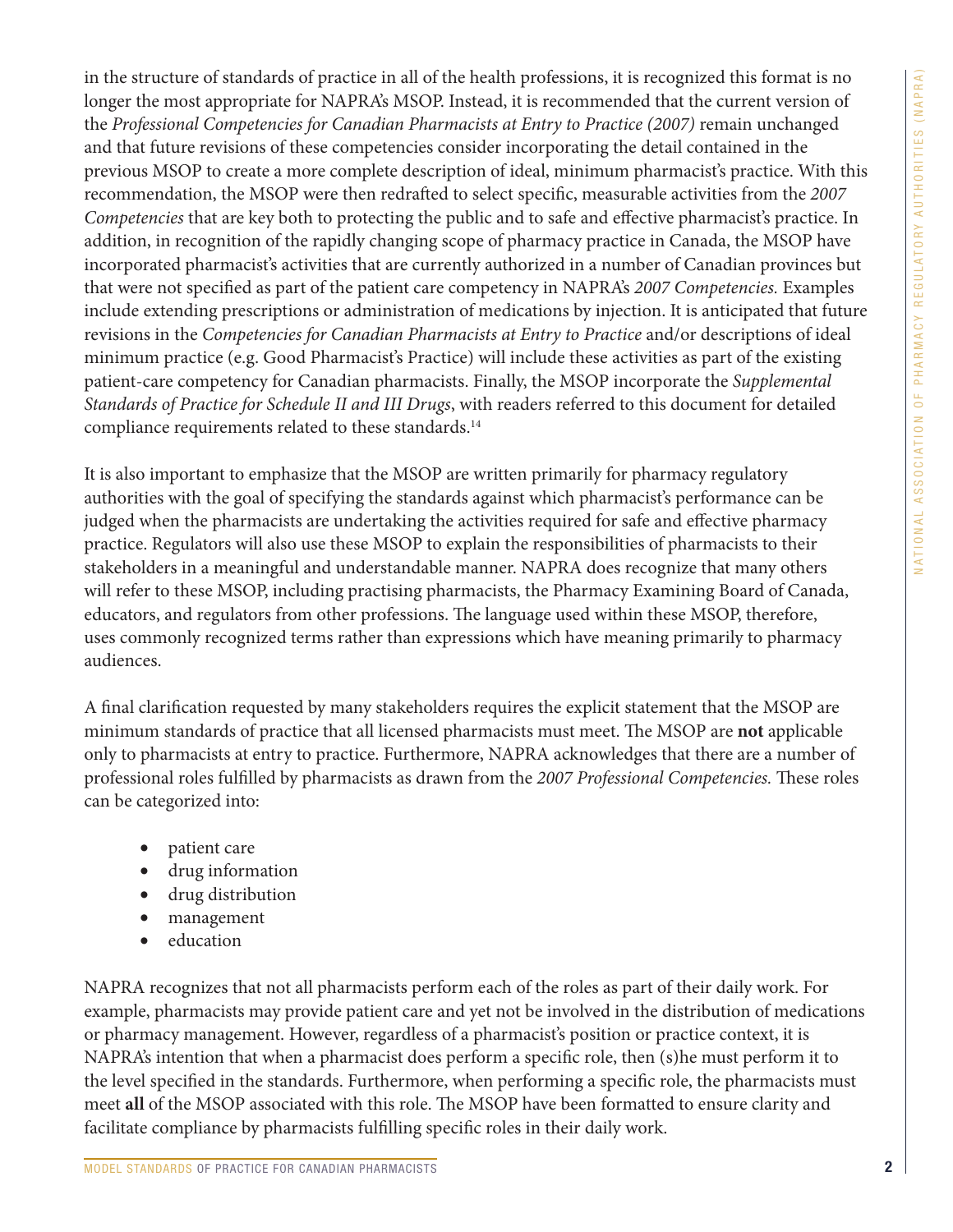in the structure of standards of practice in all of the health professions, it is recognized this format is no longer the most appropriate for NAPRA's MSOP. Instead, it is recommended that the current version of the *Professional Competencies for Canadian Pharmacists at Entry to Practice (2007)* remain unchanged and that future revisions of these competencies consider incorporating the detail contained in the previous MSOP to create a more complete description of ideal, minimum pharmacist's practice. With this recommendation, the MSOP were then redrafted to select specific, measurable activities from the *2007 Competencies* that are key both to protecting the public and to safe and effective pharmacist's practice. In addition, in recognition of the rapidly changing scope of pharmacy practice in Canada, the MSOP have incorporated pharmacist's activities that are currently authorized in a number of Canadian provinces but that were not specified as part of the patient care competency in NAPRA's *2007 Competencies.* Examples include extending prescriptions or administration of medications by injection. It is anticipated that future revisions in the *Competencies for Canadian Pharmacists at Entry to Practice* and/or descriptions of ideal minimum practice (e.g. Good Pharmacist's Practice) will include these activities as part of the existing patient-care competency for Canadian pharmacists. Finally, the MSOP incorporate the *Supplemental Standards of Practice for Schedule II and III Drugs*, with readers referred to this document for detailed compliance requirements related to these standards.[14]

It is also important to emphasize that the MSOP are written primarily for pharmacy regulatory authorities with the goal of specifying the standards against which pharmacist's performance can be judged when the pharmacists are undertaking the activities required for safe and effective pharmacy practice. Regulators will also use these MSOP to explain the responsibilities of pharmacists to their stakeholders in a meaningful and understandable manner. NAPRA does recognize that many others will refer to these MSOP, including practising pharmacists, the Pharmacy Examining Board of Canada, educators, and regulators from other professions. The language used within these MSOP, therefore, uses commonly recognized terms rather than expressions which have meaning primarily to pharmacy audiences.

A final clarification requested by many stakeholders requires the explicit statement that the MSOP are minimum standards of practice that all licensed pharmacists must meet. The MSOP are **not** applicable only to pharmacists at entry to practice. Furthermore, NAPRA acknowledges that there are a number of professional roles fulfilled by pharmacists as drawn from the *2007 Professional Competencies.* These roles can be categorized into:

- patient care
- drug information
- drug distribution
- management
- education

NAPRA recognizes that not all pharmacists perform each of the roles as part of their daily work. For example, pharmacists may provide patient care and yet not be involved in the distribution of medications or pharmacy management. However, regardless of a pharmacist's position or practice context, it is NAPRA's intention that when a pharmacist does perform a specific role, then (s)he must perform it to the level specified in the standards. Furthermore, when performing a specific role, the pharmacists must meet **all** of the MSOP associated with this role. The MSOP have been formatted to ensure clarity and facilitate compliance by pharmacists fulfilling specific roles in their daily work.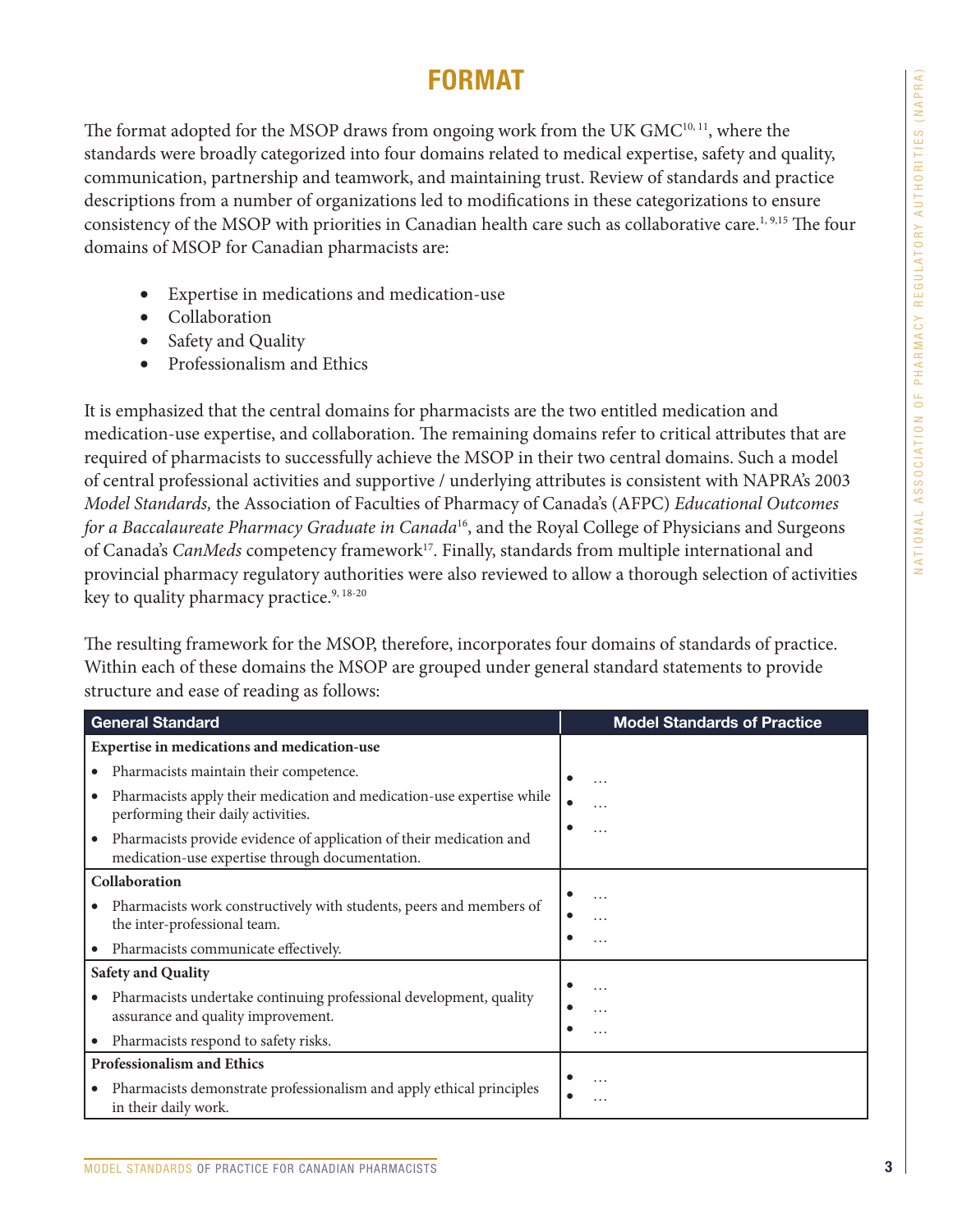# FORMAT

The format adopted for the MSOP draws from ongoing work from the UK GMC[10, 11], where the standards were broadly categorized into four domains related to medical expertise, safety and quality, communication, partnership and teamwork, and maintaining trust. Review of standards and practice descriptions from a number of organizations led to modifications in these categorizations to ensure consistency of the MSOP with priorities in Canadian health care such as collaborative care.[1, 9,15] The four domains of MSOP for Canadian pharmacists are:

- Expertise in medications and medication-use
- Collaboration
- Safety and Quality
- Professionalism and Ethics

It is emphasized that the central domains for pharmacists are the two entitled medication and medication-use expertise, and collaboration. The remaining domains refer to critical attributes that are required of pharmacists to successfully achieve the MSOP in their two central domains. Such a model of central professional activities and supportive / underlying attributes is consistent with NAPRA's 2003 *Model Standards,* the Association of Faculties of Pharmacy of Canada's (AFPC) *Educational Outcomes for a Baccalaureate Pharmacy Graduate in Canada*[16], and the Royal College of Physicians and Surgeons of Canada's *CanMeds* competency framework[17]. Finally, standards from multiple international and provincial pharmacy regulatory authorities were also reviewed to allow a thorough selection of activities key to quality pharmacy practice.[9, 18-20]

The resulting framework for the MSOP, therefore, incorporates four domains of standards of practice. Within each of these domains the MSOP are grouped under general standard statements to provide structure and ease of reading as follows:

| General Standard | Model Standards of Practice |
|---|---|
| **Expertise in medications and medication-use**<br>• Pharmacists maintain their competence.<br>• Pharmacists apply their medication and medication-use expertise while performing their daily activities.<br>• Pharmacists provide evidence of application of their medication and medication-use expertise through documentation. | • …<br>• …<br>• … |
| **Collaboration**<br>• Pharmacists work constructively with students, peers and members of the inter-professional team.<br>• Pharmacists communicate effectively. | • …<br>• …<br>• … |
| **Safety and Quality**<br>• Pharmacists undertake continuing professional development, quality assurance and quality improvement.<br>• Pharmacists respond to safety risks. | • …<br>• …<br>• … |
| **Professionalism and Ethics**<br>• Pharmacists demonstrate professionalism and apply ethical principles in their daily work. | • …<br>• … |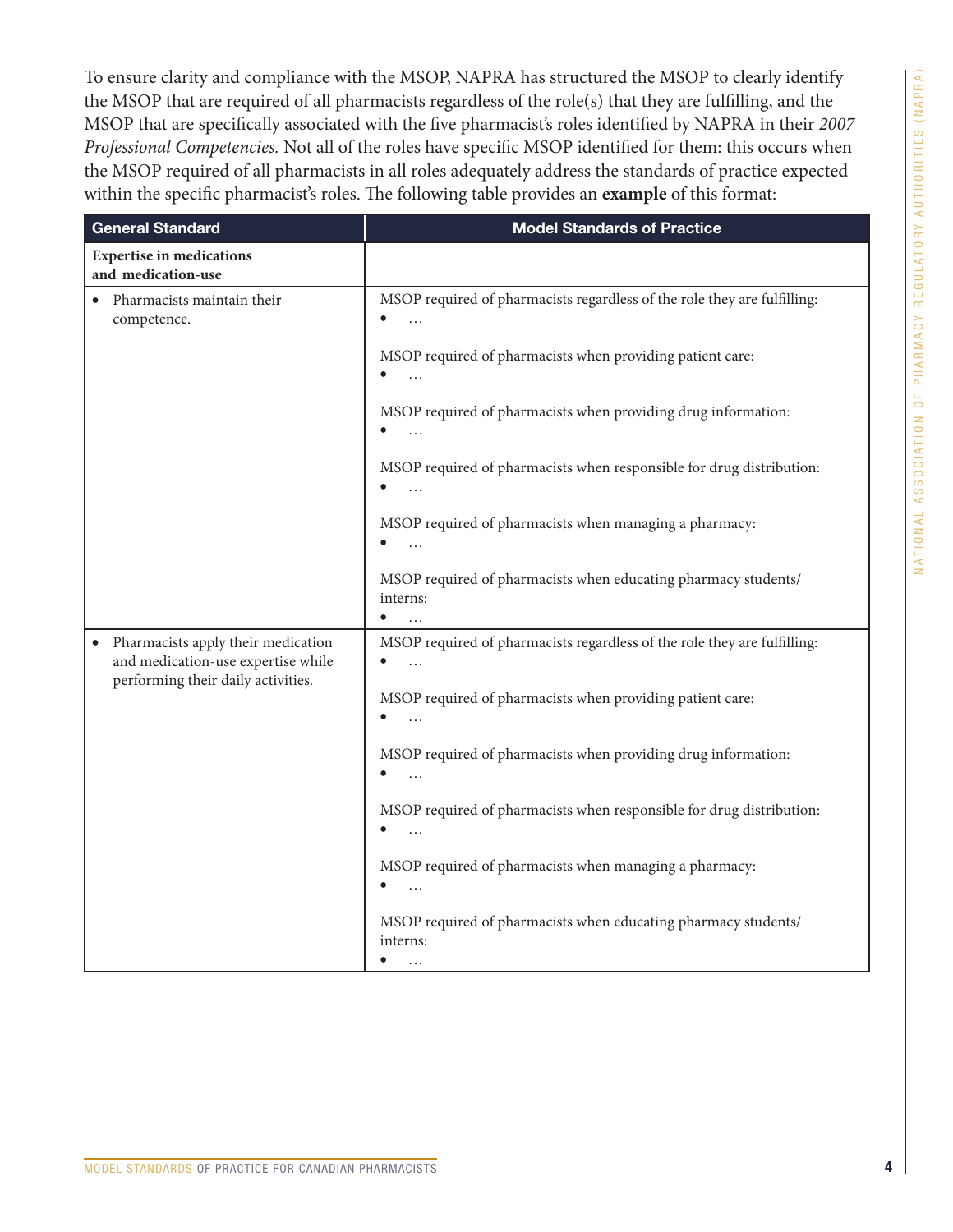To ensure clarity and compliance with the MSOP, NAPRA has structured the MSOP to clearly identify the MSOP that are required of all pharmacists regardless of the role(s) that they are fulfilling, and the MSOP that are specifically associated with the five pharmacist's roles identified by NAPRA in their *2007 Professional Competencies.* Not all of the roles have specific MSOP identified for them: this occurs when the MSOP required of all pharmacists in all roles adequately address the standards of practice expected within the specific pharmacist's roles. The following table provides an **example** of this format:

| General Standard | Model Standards of Practice |
|---|---|
| **Expertise in medications and medication-use** | |
| • Pharmacists maintain their competence. | MSOP required of pharmacists regardless of the role they are fulfilling:<br>• …<br><br>MSOP required of pharmacists when providing patient care:<br>• …<br><br>MSOP required of pharmacists when providing drug information:<br>• …<br><br>MSOP required of pharmacists when responsible for drug distribution:<br>• …<br><br>MSOP required of pharmacists when managing a pharmacy:<br>• …<br><br>MSOP required of pharmacists when educating pharmacy students/ interns:<br>• … |
| • Pharmacists apply their medication and medication-use expertise while performing their daily activities. | MSOP required of pharmacists regardless of the role they are fulfilling:<br>• …<br><br>MSOP required of pharmacists when providing patient care:<br>• …<br><br>MSOP required of pharmacists when providing drug information:<br>• …<br><br>MSOP required of pharmacists when responsible for drug distribution:<br>• …<br><br>MSOP required of pharmacists when managing a pharmacy:<br>• …<br><br>MSOP required of pharmacists when educating pharmacy students/ interns:<br>• … |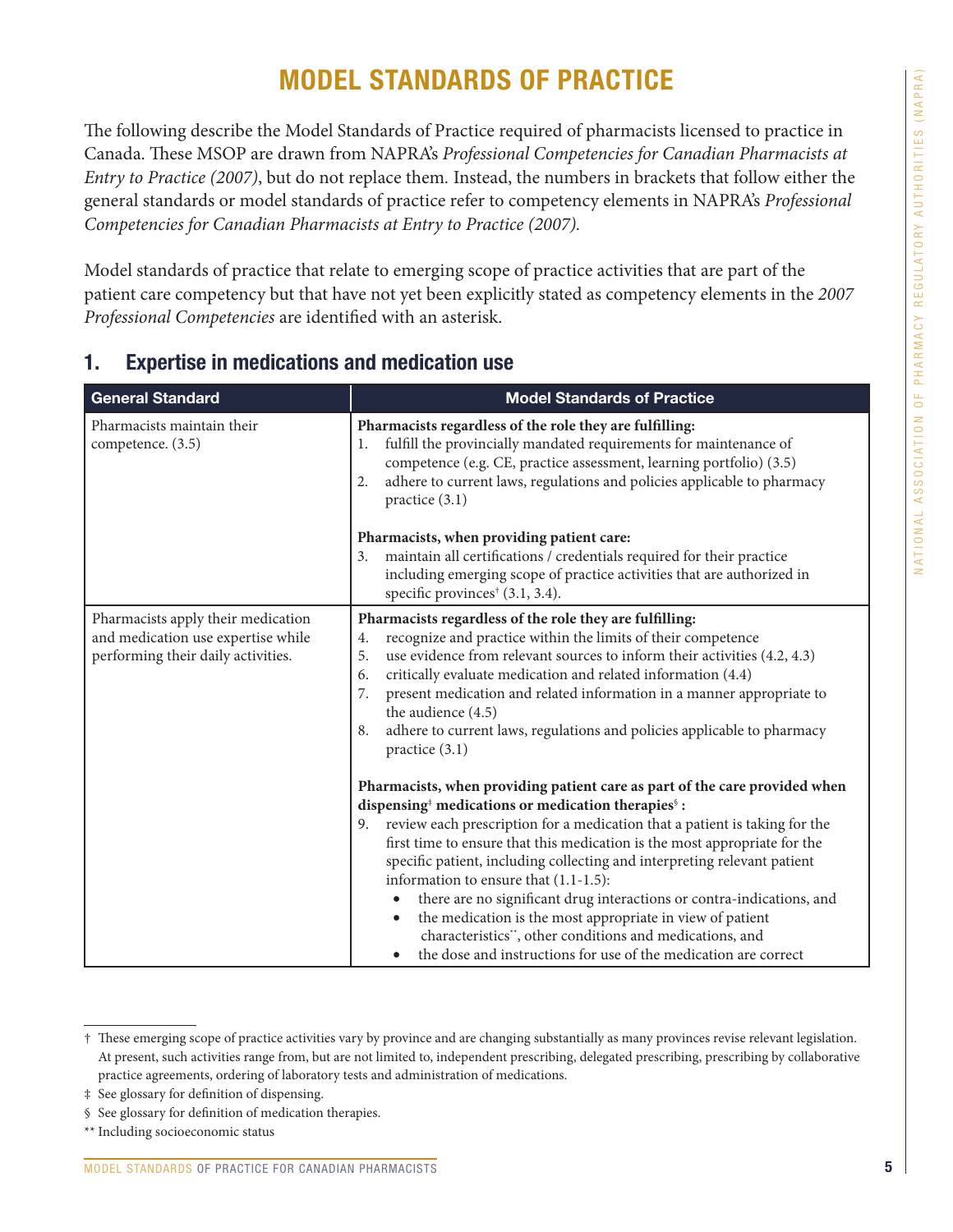# MODEL STANDARDS OF PRACTICE

The following describe the Model Standards of Practice required of pharmacists licensed to practice in Canada. These MSOP are drawn from NAPRA's *Professional Competencies for Canadian Pharmacists at Entry to Practice (2007)*, but do not replace them. Instead, the numbers in brackets that follow either the general standards or model standards of practice refer to competency elements in NAPRA's *Professional Competencies for Canadian Pharmacists at Entry to Practice (2007).*

Model standards of practice that relate to emerging scope of practice activities that are part of the patient care competency but that have not yet been explicitly stated as competency elements in the *2007 Professional Competencies* are identified with an asterisk.

## 1. Expertise in medications and medication use

| General Standard | Model Standards of Practice |
|---|---|
| Pharmacists maintain their competence. (3.5) | **Pharmacists regardless of the role they are fulfilling:**<br>1. fulfill the provincially mandated requirements for maintenance of competence (e.g. CE, practice assessment, learning portfolio) (3.5)<br>2. adhere to current laws, regulations and policies applicable to pharmacy practice (3.1)<br><br>**Pharmacists, when providing patient care:**<br>3. maintain all certifications / credentials required for their practice including emerging scope of practice activities that are authorized in specific provinces† (3.1, 3.4). |
| Pharmacists apply their medication and medication use expertise while performing their daily activities. | **Pharmacists regardless of the role they are fulfilling:**<br>4. recognize and practice within the limits of their competence<br>5. use evidence from relevant sources to inform their activities (4.2, 4.3)<br>6. critically evaluate medication and related information (4.4)<br>7. present medication and related information in a manner appropriate to the audience (4.5)<br>8. adhere to current laws, regulations and policies applicable to pharmacy practice (3.1)<br><br>**Pharmacists, when providing patient care as part of the care provided when dispensing‡ medications or medication therapies§ :**<br>9. review each prescription for a medication that a patient is taking for the first time to ensure that this medication is the most appropriate for the specific patient, including collecting and interpreting relevant patient information to ensure that (1.1-1.5):<br>• there are no significant drug interactions or contra-indications, and<br>• the medication is the most appropriate in view of patient characteristics**, other conditions and medications, and<br>• the dose and instructions for use of the medication are correct |

† These emerging scope of practice activities vary by province and are changing substantially as many provinces revise relevant legislation. At present, such activities range from, but are not limited to, independent prescribing, delegated prescribing, prescribing by collaborative practice agreements, ordering of laboratory tests and administration of medications.

‡ See glossary for definition of dispensing.

§ See glossary for definition of medication therapies.

** Including socioeconomic status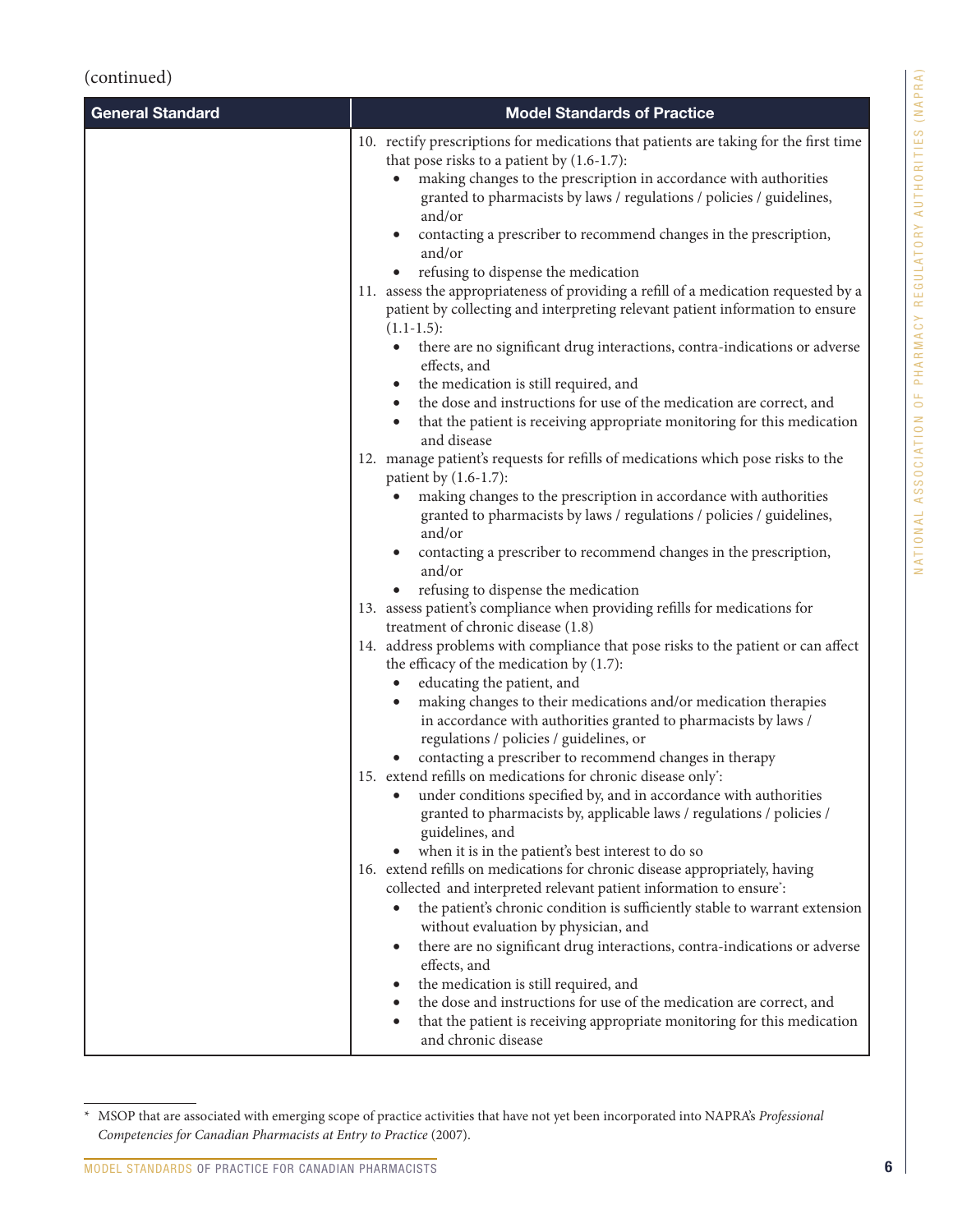(continued)

| General Standard | Model Standards of Practice |
|---|---|
| | 10. rectify prescriptions for medications that patients are taking for the first time that pose risks to a patient by (1.6-1.7):<br>• making changes to the prescription in accordance with authorities granted to pharmacists by laws / regulations / policies / guidelines, and/or<br>• contacting a prescriber to recommend changes in the prescription, and/or<br>• refusing to dispense the medication<br>11. assess the appropriateness of providing a refill of a medication requested by a patient by collecting and interpreting relevant patient information to ensure (1.1-1.5):<br>• there are no significant drug interactions, contra-indications or adverse effects, and<br>• the medication is still required, and<br>• the dose and instructions for use of the medication are correct, and<br>• that the patient is receiving appropriate monitoring for this medication and disease<br>12. manage patient's requests for refills of medications which pose risks to the patient by (1.6-1.7):<br>• making changes to the prescription in accordance with authorities granted to pharmacists by laws / regulations / policies / guidelines, and/or<br>• contacting a prescriber to recommend changes in the prescription, and/or<br>• refusing to dispense the medication<br>13. assess patient's compliance when providing refills for medications for treatment of chronic disease (1.8)<br>14. address problems with compliance that pose risks to the patient or can affect the efficacy of the medication by (1.7):<br>• educating the patient, and<br>• making changes to their medications and/or medication therapies in accordance with authorities granted to pharmacists by laws / regulations / policies / guidelines, or<br>• contacting a prescriber to recommend changes in therapy<br>15. extend refills on medications for chronic disease only*:<br>• under conditions specified by, and in accordance with authorities granted to pharmacists by, applicable laws / regulations / policies / guidelines, and<br>• when it is in the patient's best interest to do so<br>16. extend refills on medications for chronic disease appropriately, having collected and interpreted relevant patient information to ensure*:<br>• the patient's chronic condition is sufficiently stable to warrant extension without evaluation by physician, and<br>• there are no significant drug interactions, contra-indications or adverse effects, and<br>• the medication is still required, and<br>• the dose and instructions for use of the medication are correct, and<br>• that the patient is receiving appropriate monitoring for this medication and chronic disease |

* MSOP that are associated with emerging scope of practice activities that have not yet been incorporated into NAPRA's *Professional Competencies for Canadian Pharmacists at Entry to Practice* (2007).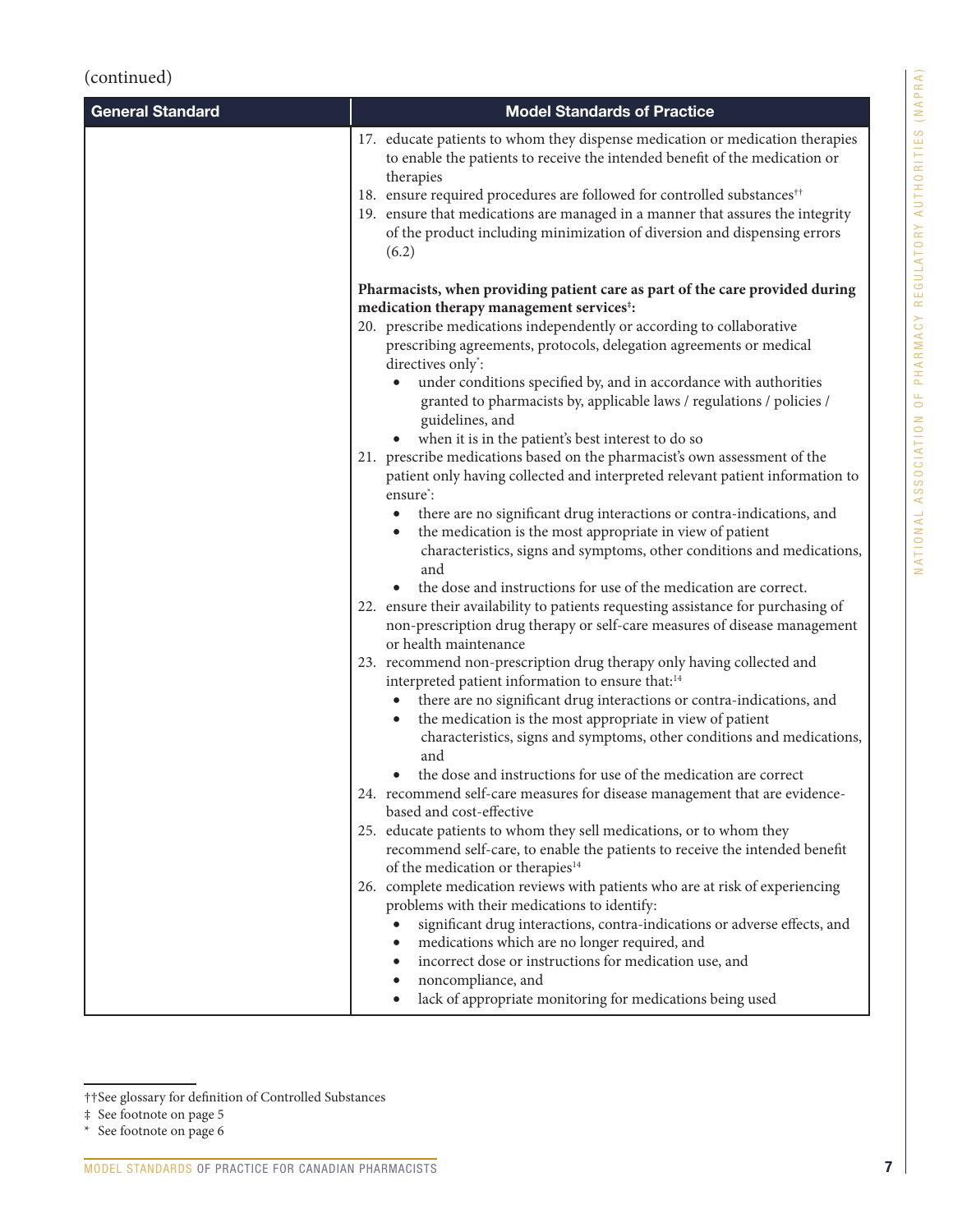(continued)

| General Standard | Model Standards of Practice |
|---|---|
| | 17. educate patients to whom they dispense medication or medication therapies to enable the patients to receive the intended benefit of the medication or therapies<br>18. ensure required procedures are followed for controlled substances[††]<br>19. ensure that medications are managed in a manner that assures the integrity of the product including minimization of diversion and dispensing errors (6.2)<br><br>**Pharmacists, when providing patient care as part of the care provided during medication therapy management services[‡]:**<br>20. prescribe medications independently or according to collaborative prescribing agreements, protocols, delegation agreements or medical directives only[*]:<br>• under conditions specified by, and in accordance with authorities granted to pharmacists by, applicable laws / regulations / policies / guidelines, and<br>• when it is in the patient's best interest to do so<br>21. prescribe medications based on the pharmacist's own assessment of the patient only having collected and interpreted relevant patient information to ensure[*]:<br>• there are no significant drug interactions or contra-indications, and<br>• the medication is the most appropriate in view of patient characteristics, signs and symptoms, other conditions and medications, and<br>• the dose and instructions for use of the medication are correct.<br>22. ensure their availability to patients requesting assistance for purchasing of non-prescription drug therapy or self-care measures of disease management or health maintenance<br>23. recommend non-prescription drug therapy only having collected and interpreted patient information to ensure that:[14]<br>• there are no significant drug interactions or contra-indications, and<br>• the medication is the most appropriate in view of patient characteristics, signs and symptoms, other conditions and medications, and<br>• the dose and instructions for use of the medication are correct<br>24. recommend self-care measures for disease management that are evidence-based and cost-effective<br>25. educate patients to whom they sell medications, or to whom they recommend self-care, to enable the patients to receive the intended benefit of the medication or therapies[14]<br>26. complete medication reviews with patients who are at risk of experiencing problems with their medications to identify:<br>• significant drug interactions, contra-indications or adverse effects, and<br>• medications which are no longer required, and<br>• incorrect dose or instructions for medication use, and<br>• noncompliance, and<br>• lack of appropriate monitoring for medications being used |

††See glossary for definition of Controlled Substances

‡ See footnote on page 5

\* See footnote on page 6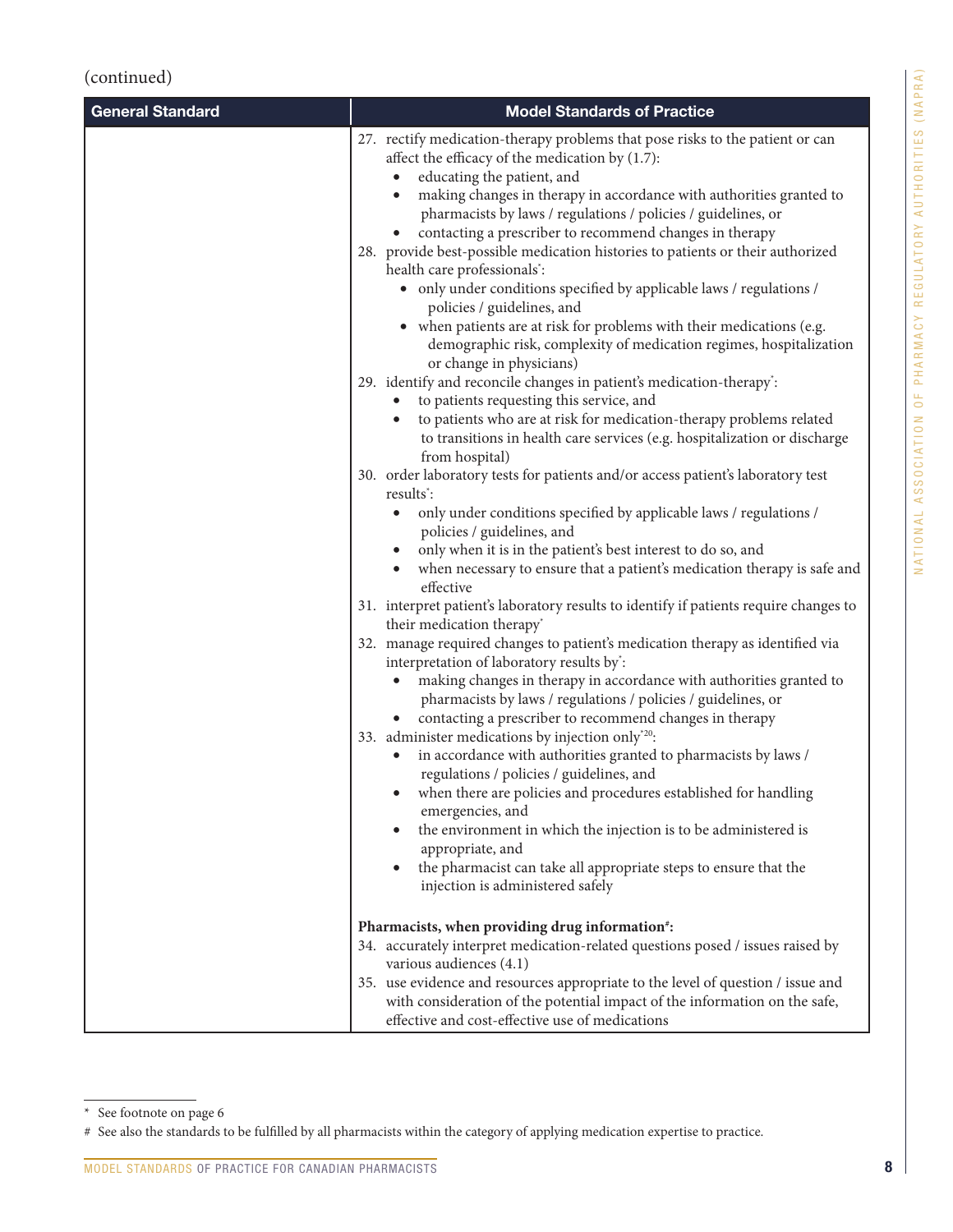(continued)

| General Standard | Model Standards of Practice |
|---|---|
| | 27. rectify medication-therapy problems that pose risks to the patient or can affect the efficacy of the medication by (1.7):<br>• educating the patient, and<br>• making changes in therapy in accordance with authorities granted to pharmacists by laws / regulations / policies / guidelines, or<br>• contacting a prescriber to recommend changes in therapy<br>28. provide best-possible medication histories to patients or their authorized health care professionals*:<br>• only under conditions specified by applicable laws / regulations / policies / guidelines, and<br>• when patients are at risk for problems with their medications (e.g. demographic risk, complexity of medication regimes, hospitalization or change in physicians)<br>29. identify and reconcile changes in patient's medication-therapy*:<br>• to patients requesting this service, and<br>• to patients who are at risk for medication-therapy problems related to transitions in health care services (e.g. hospitalization or discharge from hospital)<br>30. order laboratory tests for patients and/or access patient's laboratory test results*:<br>• only under conditions specified by applicable laws / regulations / policies / guidelines, and<br>• only when it is in the patient's best interest to do so, and<br>• when necessary to ensure that a patient's medication therapy is safe and effective<br>31. interpret patient's laboratory results to identify if patients require changes to their medication therapy*<br>32. manage required changes to patient's medication therapy as identified via interpretation of laboratory results by*:<br>• making changes in therapy in accordance with authorities granted to pharmacists by laws / regulations / policies / guidelines, or<br>• contacting a prescriber to recommend changes in therapy<br>33. administer medications by injection only*[20]:<br>• in accordance with authorities granted to pharmacists by laws / regulations / policies / guidelines, and<br>• when there are policies and procedures established for handling emergencies, and<br>• the environment in which the injection is to be administered is appropriate, and<br>• the pharmacist can take all appropriate steps to ensure that the injection is administered safely<br><br>**Pharmacists, when providing drug information#:**<br>34. accurately interpret medication-related questions posed / issues raised by various audiences (4.1)<br>35. use evidence and resources appropriate to the level of question / issue and with consideration of the potential impact of the information on the safe, effective and cost-effective use of medications |

\* See footnote on page 6

\# See also the standards to be fulfilled by all pharmacists within the category of applying medication expertise to practice.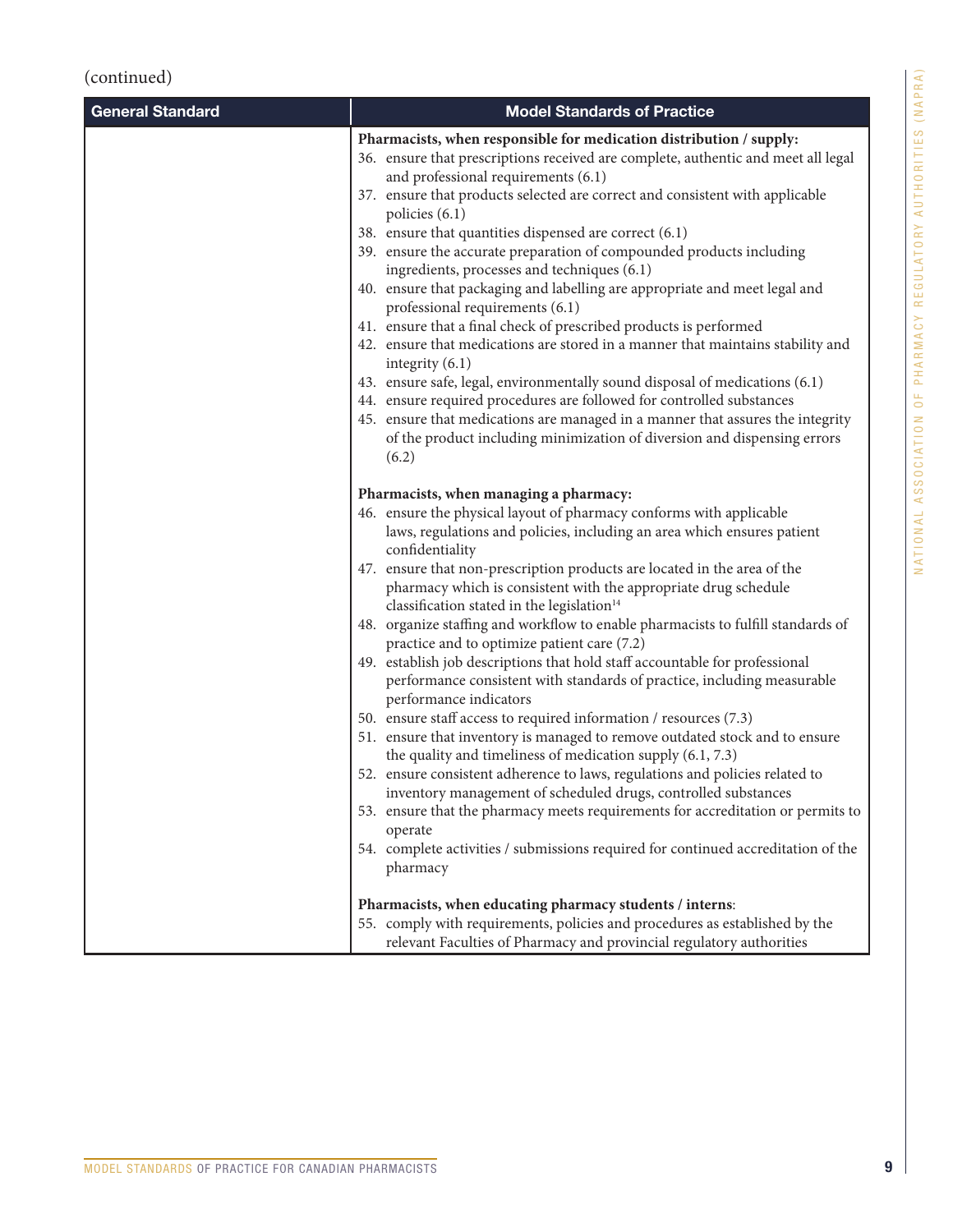(continued)

| General Standard | Model Standards of Practice |
|---|---|
| | **Pharmacists, when responsible for medication distribution / supply:**<br>36. ensure that prescriptions received are complete, authentic and meet all legal and professional requirements (6.1)<br>37. ensure that products selected are correct and consistent with applicable policies (6.1)<br>38. ensure that quantities dispensed are correct (6.1)<br>39. ensure the accurate preparation of compounded products including ingredients, processes and techniques (6.1)<br>40. ensure that packaging and labelling are appropriate and meet legal and professional requirements (6.1)<br>41. ensure that a final check of prescribed products is performed<br>42. ensure that medications are stored in a manner that maintains stability and integrity (6.1)<br>43. ensure safe, legal, environmentally sound disposal of medications (6.1)<br>44. ensure required procedures are followed for controlled substances<br>45. ensure that medications are managed in a manner that assures the integrity of the product including minimization of diversion and dispensing errors (6.2)<br><br>**Pharmacists, when managing a pharmacy:**<br>46. ensure the physical layout of pharmacy conforms with applicable laws, regulations and policies, including an area which ensures patient confidentiality<br>47. ensure that non-prescription products are located in the area of the pharmacy which is consistent with the appropriate drug schedule classification stated in the legislation[14]<br>48. organize staffing and workflow to enable pharmacists to fulfill standards of practice and to optimize patient care (7.2)<br>49. establish job descriptions that hold staff accountable for professional performance consistent with standards of practice, including measurable performance indicators<br>50. ensure staff access to required information / resources (7.3)<br>51. ensure that inventory is managed to remove outdated stock and to ensure the quality and timeliness of medication supply (6.1, 7.3)<br>52. ensure consistent adherence to laws, regulations and policies related to inventory management of scheduled drugs, controlled substances<br>53. ensure that the pharmacy meets requirements for accreditation or permits to operate<br>54. complete activities / submissions required for continued accreditation of the pharmacy<br><br>**Pharmacists, when educating pharmacy students / interns**:<br>55. comply with requirements, policies and procedures as established by the relevant Faculties of Pharmacy and provincial regulatory authorities |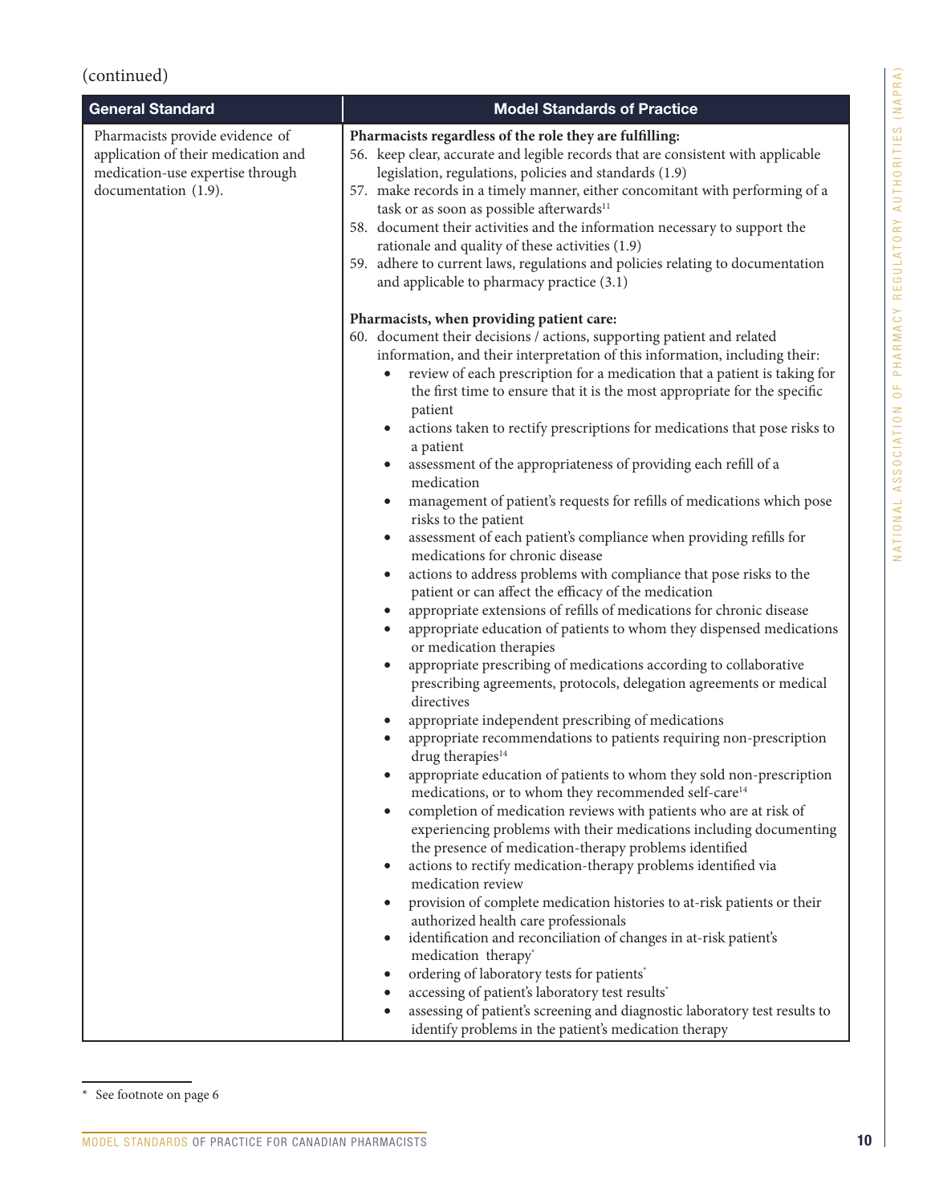(continued)

| General Standard | Model Standards of Practice |
| --- | --- |
| Pharmacists provide evidence of application of their medication and medication-use expertise through documentation (1.9). | **Pharmacists regardless of the role they are fulfilling:**<br>56. keep clear, accurate and legible records that are consistent with applicable legislation, regulations, policies and standards (1.9)<br>57. make records in a timely manner, either concomitant with performing of a task or as soon as possible afterwards[11]<br>58. document their activities and the information necessary to support the rationale and quality of these activities (1.9)<br>59. adhere to current laws, regulations and policies relating to documentation and applicable to pharmacy practice (3.1)<br><br>**Pharmacists, when providing patient care:**<br>60. document their decisions / actions, supporting patient and related information, and their interpretation of this information, including their:<br>• review of each prescription for a medication that a patient is taking for the first time to ensure that it is the most appropriate for the specific patient<br>• actions taken to rectify prescriptions for medications that pose risks to a patient<br>• assessment of the appropriateness of providing each refill of a medication<br>• management of patient's requests for refills of medications which pose risks to the patient<br>• assessment of each patient's compliance when providing refills for medications for chronic disease<br>• actions to address problems with compliance that pose risks to the patient or can affect the efficacy of the medication<br>• appropriate extensions of refills of medications for chronic disease<br>• appropriate education of patients to whom they dispensed medications or medication therapies<br>• appropriate prescribing of medications according to collaborative prescribing agreements, protocols, delegation agreements or medical directives<br>• appropriate independent prescribing of medications<br>• appropriate recommendations to patients requiring non-prescription drug therapies[14]<br>• appropriate education of patients to whom they sold non-prescription medications, or to whom they recommended self-care[14]<br>• completion of medication reviews with patients who are at risk of experiencing problems with their medications including documenting the presence of medication-therapy problems identified<br>• actions to rectify medication-therapy problems identified via medication review<br>• provision of complete medication histories to at-risk patients or their authorized health care professionals<br>• identification and reconciliation of changes in at-risk patient's medication therapy*<br>• ordering of laboratory tests for patients*<br>• accessing of patient's laboratory test results*<br>• assessing of patient's screening and diagnostic laboratory test results to identify problems in the patient's medication therapy |

\* See footnote on page 6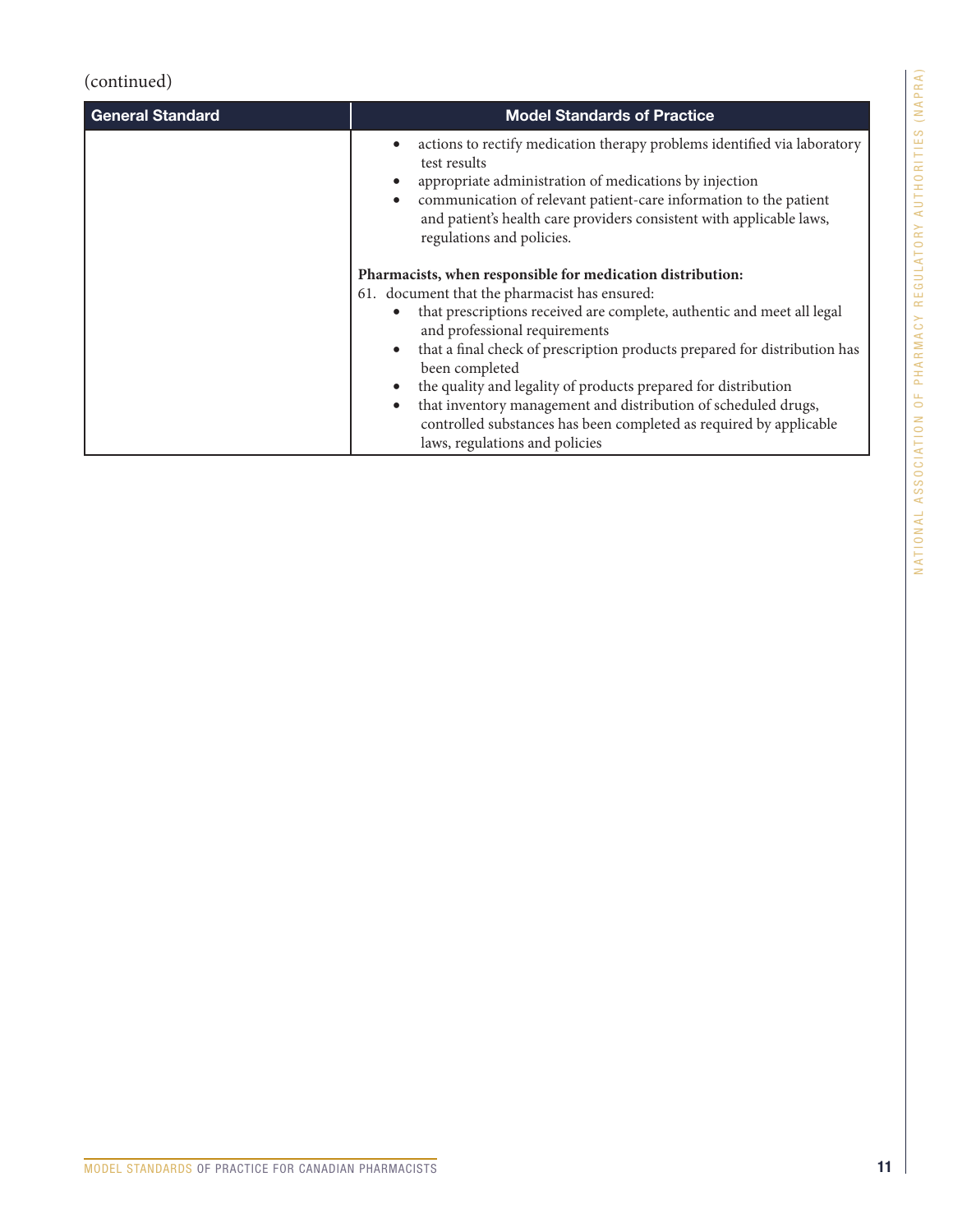(continued)

| General Standard | Model Standards of Practice |
| --- | --- |
| | • actions to rectify medication therapy problems identified via laboratory test results<br>• appropriate administration of medications by injection<br>• communication of relevant patient-care information to the patient and patient's health care providers consistent with applicable laws, regulations and policies.<br><br>**Pharmacists, when responsible for medication distribution:**<br>61. document that the pharmacist has ensured:<br>• that prescriptions received are complete, authentic and meet all legal and professional requirements<br>• that a final check of prescription products prepared for distribution has been completed<br>• the quality and legality of products prepared for distribution<br>• that inventory management and distribution of scheduled drugs, controlled substances has been completed as required by applicable laws, regulations and policies |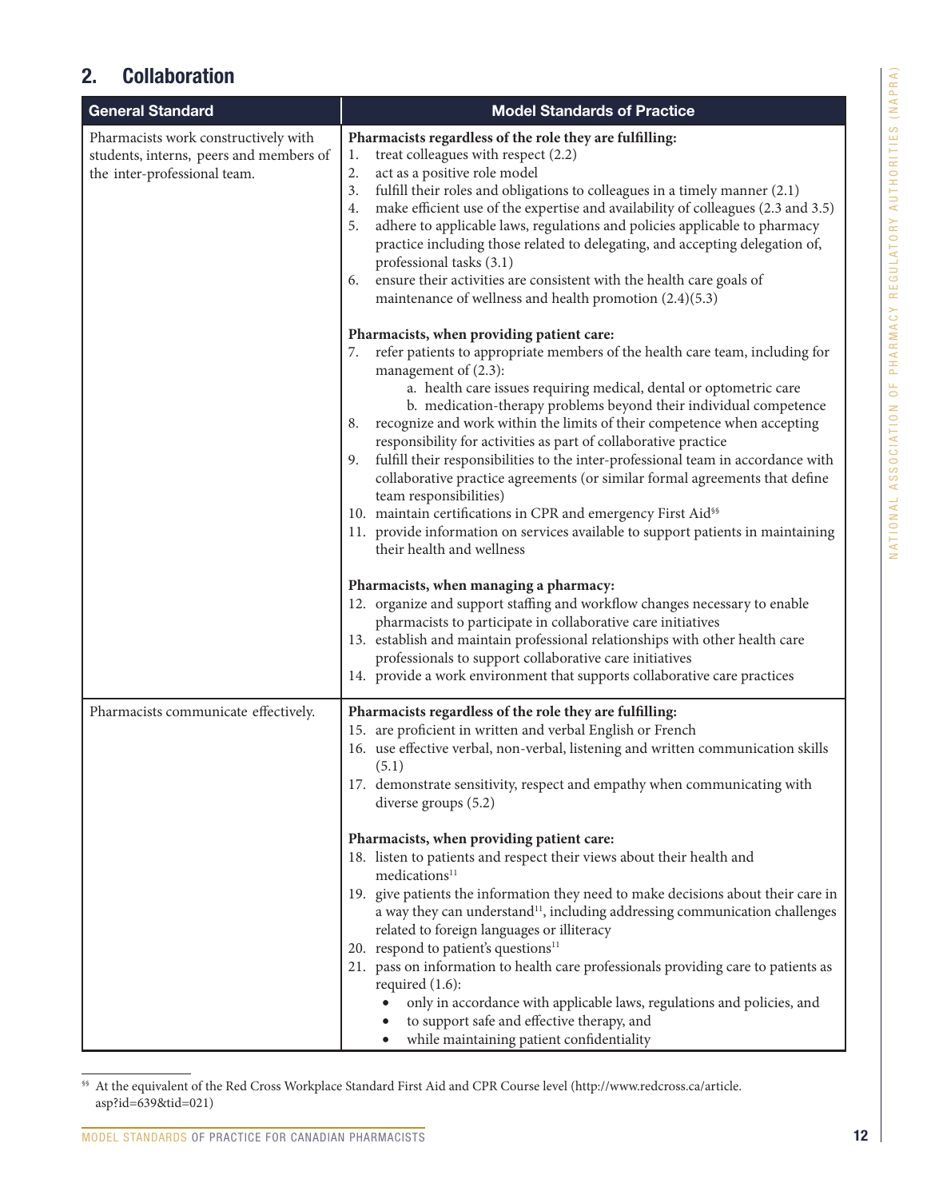## 2. Collaboration

| General Standard | Model Standards of Practice |
|---|---|
| Pharmacists work constructively with students, interns, peers and members of the inter-professional team. | **Pharmacists regardless of the role they are fulfilling:**<br>1. treat colleagues with respect (2.2)<br>2. act as a positive role model<br>3. fulfill their roles and obligations to colleagues in a timely manner (2.1)<br>4. make efficient use of the expertise and availability of colleagues (2.3 and 3.5)<br>5. adhere to applicable laws, regulations and policies applicable to pharmacy practice including those related to delegating, and accepting delegation of, professional tasks (3.1)<br>6. ensure their activities are consistent with the health care goals of maintenance of wellness and health promotion (2.4)(5.3)<br><br>**Pharmacists, when providing patient care:**<br>7. refer patients to appropriate members of the health care team, including for management of (2.3):<br>a. health care issues requiring medical, dental or optometric care<br>b. medication-therapy problems beyond their individual competence<br>8. recognize and work within the limits of their competence when accepting responsibility for activities as part of collaborative practice<br>9. fulfill their responsibilities to the inter-professional team in accordance with collaborative practice agreements (or similar formal agreements that define team responsibilities)<br>10. maintain certifications in CPR and emergency First Aid[§§]<br>11. provide information on services available to support patients in maintaining their health and wellness<br><br>**Pharmacists, when managing a pharmacy:**<br>12. organize and support staffing and workflow changes necessary to enable pharmacists to participate in collaborative care initiatives<br>13. establish and maintain professional relationships with other health care professionals to support collaborative care initiatives<br>14. provide a work environment that supports collaborative care practices |
| Pharmacists communicate effectively. | **Pharmacists regardless of the role they are fulfilling:**<br>15. are proficient in written and verbal English or French<br>16. use effective verbal, non-verbal, listening and written communication skills (5.1)<br>17. demonstrate sensitivity, respect and empathy when communicating with diverse groups (5.2)<br><br>**Pharmacists, when providing patient care:**<br>18. listen to patients and respect their views about their health and medications[11]<br>19. give patients the information they need to make decisions about their care in a way they can understand[11], including addressing communication challenges related to foreign languages or illiteracy<br>20. respond to patient's questions[11]<br>21. pass on information to health care professionals providing care to patients as required (1.6):<br>• only in accordance with applicable laws, regulations and policies, and<br>• to support safe and effective therapy, and<br>• while maintaining patient confidentiality |

[§§] At the equivalent of the Red Cross Workplace Standard First Aid and CPR Course level (http://www.redcross.ca/article.asp?id=639&tid=021)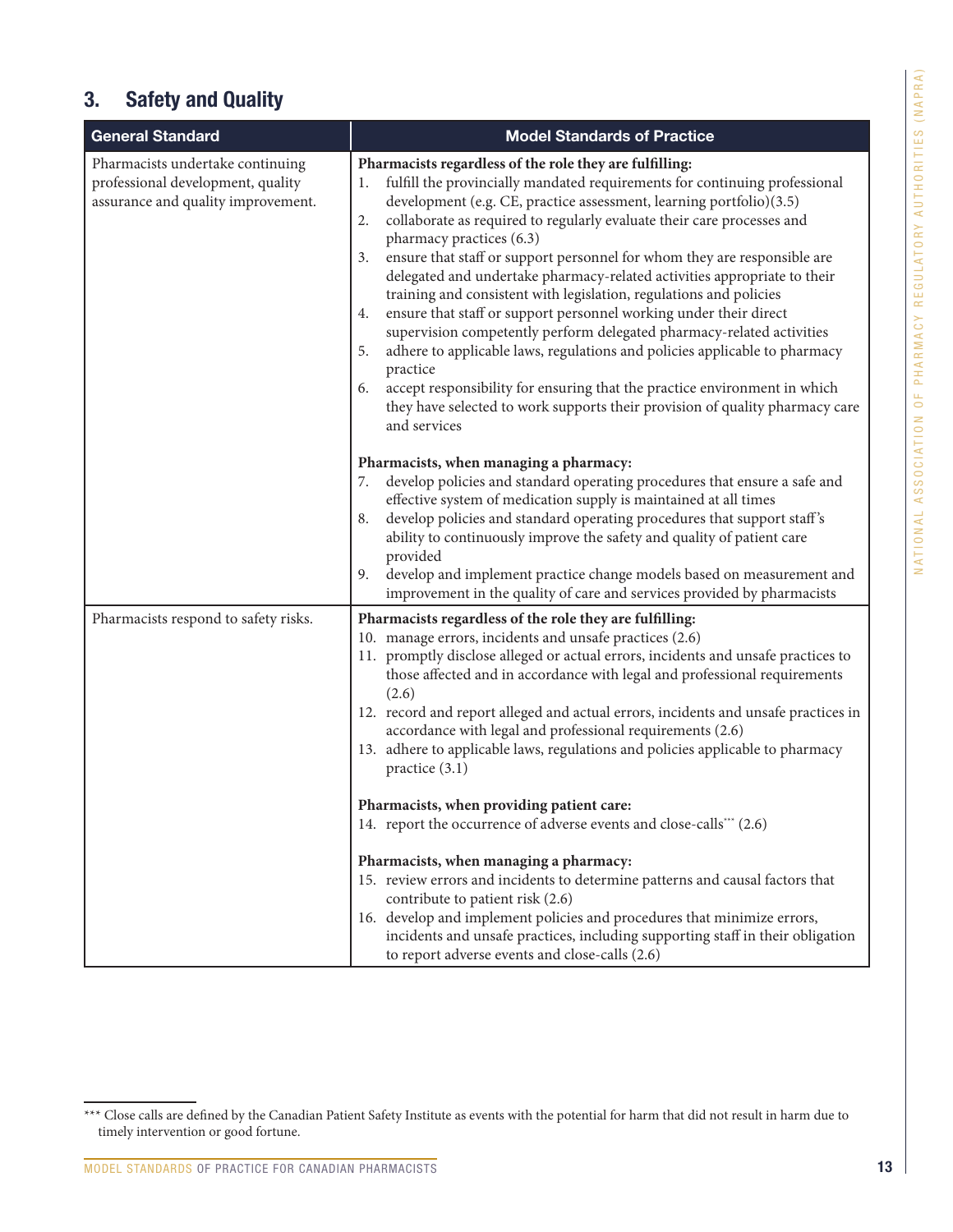## 3. Safety and Quality

| General Standard | Model Standards of Practice |
|---|---|
| Pharmacists undertake continuing professional development, quality assurance and quality improvement. | **Pharmacists regardless of the role they are fulfilling:**<br>1. fulfill the provincially mandated requirements for continuing professional development (e.g. CE, practice assessment, learning portfolio)(3.5)<br>2. collaborate as required to regularly evaluate their care processes and pharmacy practices (6.3)<br>3. ensure that staff or support personnel for whom they are responsible are delegated and undertake pharmacy-related activities appropriate to their training and consistent with legislation, regulations and policies<br>4. ensure that staff or support personnel working under their direct supervision competently perform delegated pharmacy-related activities<br>5. adhere to applicable laws, regulations and policies applicable to pharmacy practice<br>6. accept responsibility for ensuring that the practice environment in which they have selected to work supports their provision of quality pharmacy care and services<br><br>**Pharmacists, when managing a pharmacy:**<br>7. develop policies and standard operating procedures that ensure a safe and effective system of medication supply is maintained at all times<br>8. develop policies and standard operating procedures that support staff's ability to continuously improve the safety and quality of patient care provided<br>9. develop and implement practice change models based on measurement and improvement in the quality of care and services provided by pharmacists |
| Pharmacists respond to safety risks. | **Pharmacists regardless of the role they are fulfilling:**<br>10. manage errors, incidents and unsafe practices (2.6)<br>11. promptly disclose alleged or actual errors, incidents and unsafe practices to those affected and in accordance with legal and professional requirements (2.6)<br>12. record and report alleged and actual errors, incidents and unsafe practices in accordance with legal and professional requirements (2.6)<br>13. adhere to applicable laws, regulations and policies applicable to pharmacy practice (3.1)<br><br>**Pharmacists, when providing patient care:**<br>14. report the occurrence of adverse events and close-calls[***] (2.6)<br><br>**Pharmacists, when managing a pharmacy:**<br>15. review errors and incidents to determine patterns and causal factors that contribute to patient risk (2.6)<br>16. develop and implement policies and procedures that minimize errors, incidents and unsafe practices, including supporting staff in their obligation to report adverse events and close-calls (2.6) |

[***] Close calls are defined by the Canadian Patient Safety Institute as events with the potential for harm that did not result in harm due to timely intervention or good fortune.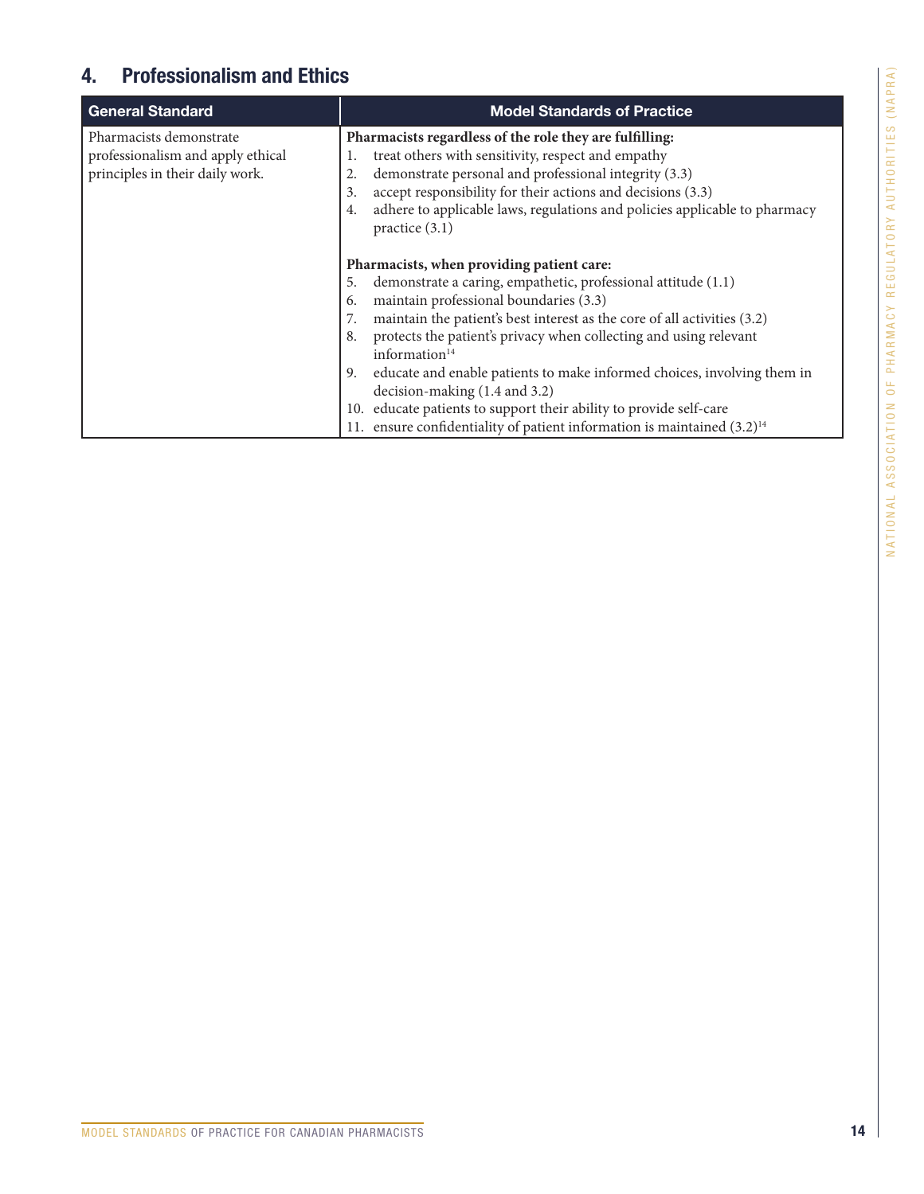## 4. Professionalism and Ethics

| General Standard | Model Standards of Practice |
|---|---|
| Pharmacists demonstrate professionalism and apply ethical principles in their daily work. | **Pharmacists regardless of the role they are fulfilling:**<br>1. treat others with sensitivity, respect and empathy<br>2. demonstrate personal and professional integrity (3.3)<br>3. accept responsibility for their actions and decisions (3.3)<br>4. adhere to applicable laws, regulations and policies applicable to pharmacy practice (3.1)<br><br>**Pharmacists, when providing patient care:**<br>5. demonstrate a caring, empathetic, professional attitude (1.1)<br>6. maintain professional boundaries (3.3)<br>7. maintain the patient's best interest as the core of all activities (3.2)<br>8. protects the patient's privacy when collecting and using relevant information[14]<br>9. educate and enable patients to make informed choices, involving them in decision-making (1.4 and 3.2)<br>10. educate patients to support their ability to provide self-care<br>11. ensure confidentiality of patient information is maintained (3.2)[14] |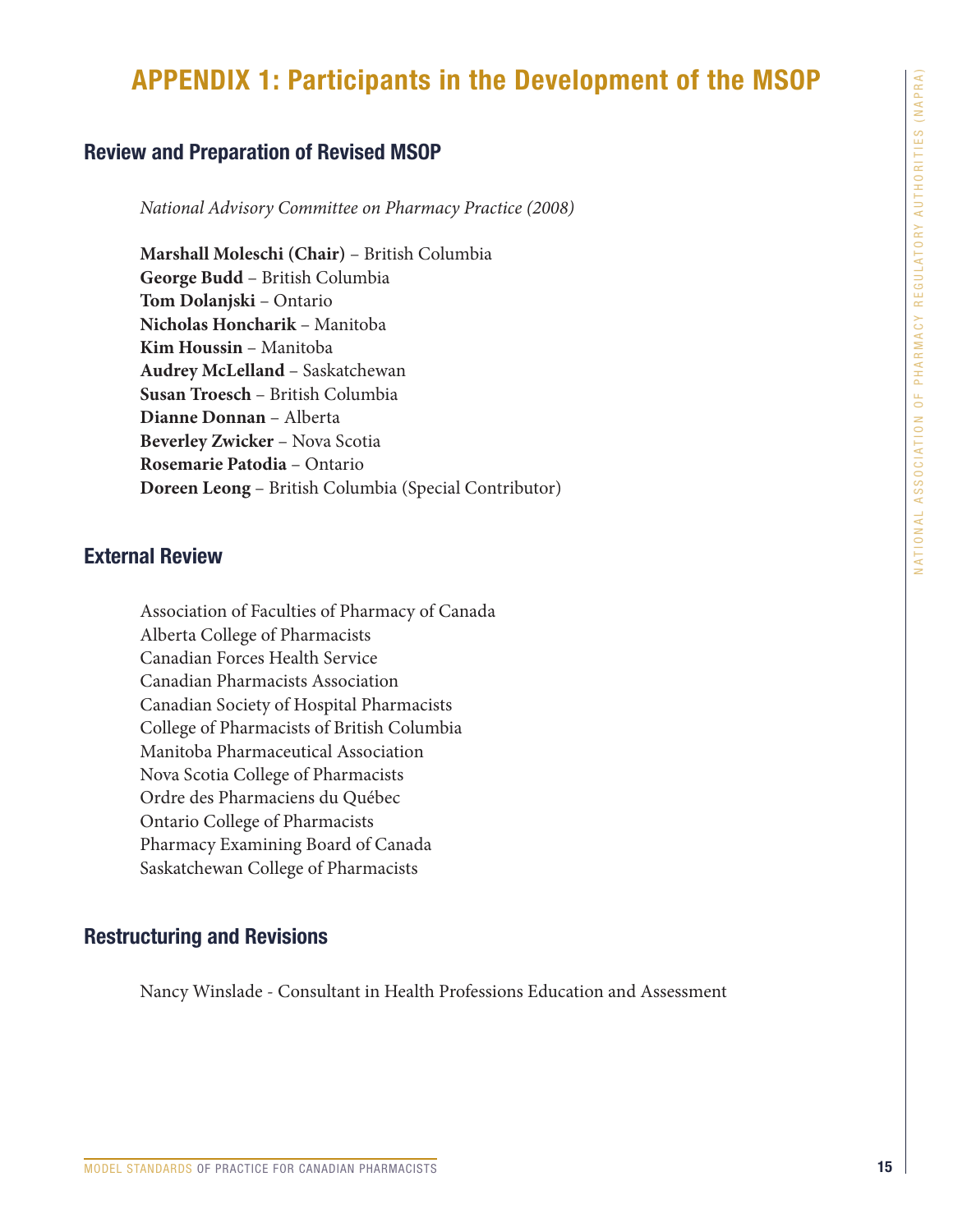# APPENDIX 1: Participants in the Development of the MSOP

## Review and Preparation of Revised MSOP

*National Advisory Committee on Pharmacy Practice (2008)*

**Marshall Moleschi (Chair)** – British Columbia
**George Budd** – British Columbia
**Tom Dolanjski** – Ontario
**Nicholas Honcharik** – Manitoba
**Kim Houssin** – Manitoba
**Audrey McLelland** – Saskatchewan
**Susan Troesch** – British Columbia
**Dianne Donnan** – Alberta
**Beverley Zwicker** – Nova Scotia
**Rosemarie Patodia** – Ontario
**Doreen Leong** – British Columbia (Special Contributor)

## External Review

Association of Faculties of Pharmacy of Canada
Alberta College of Pharmacists
Canadian Forces Health Service
Canadian Pharmacists Association
Canadian Society of Hospital Pharmacists
College of Pharmacists of British Columbia
Manitoba Pharmaceutical Association
Nova Scotia College of Pharmacists
Ordre des Pharmaciens du Québec
Ontario College of Pharmacists
Pharmacy Examining Board of Canada
Saskatchewan College of Pharmacists

## Restructuring and Revisions

Nancy Winslade - Consultant in Health Professions Education and Assessment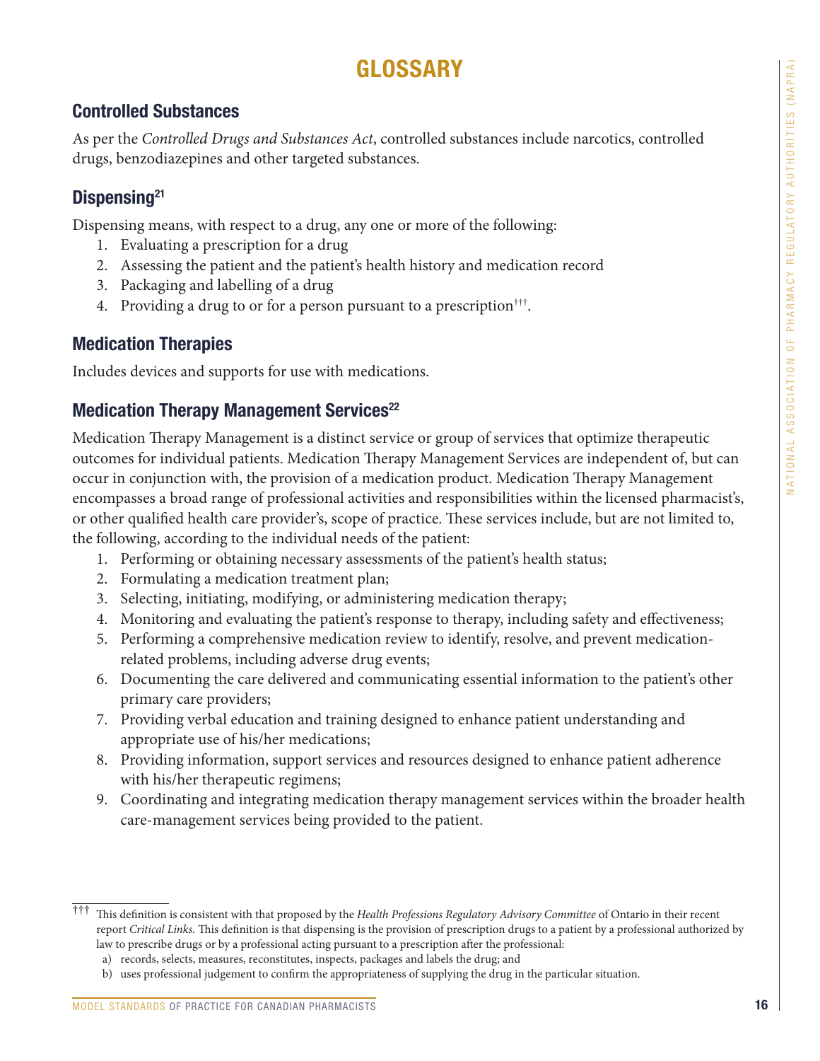# GLOSSARY

## Controlled Substances

As per the *Controlled Drugs and Substances Act*, controlled substances include narcotics, controlled drugs, benzodiazepines and other targeted substances.

## Dispensing[21]

Dispensing means, with respect to a drug, any one or more of the following:

1. Evaluating a prescription for a drug
2. Assessing the patient and the patient's health history and medication record
3. Packaging and labelling of a drug
4. Providing a drug to or for a person pursuant to a prescription[†††].

## Medication Therapies

Includes devices and supports for use with medications.

## Medication Therapy Management Services[22]

Medication Therapy Management is a distinct service or group of services that optimize therapeutic outcomes for individual patients. Medication Therapy Management Services are independent of, but can occur in conjunction with, the provision of a medication product. Medication Therapy Management encompasses a broad range of professional activities and responsibilities within the licensed pharmacist's, or other qualified health care provider's, scope of practice. These services include, but are not limited to, the following, according to the individual needs of the patient:

1. Performing or obtaining necessary assessments of the patient's health status;
2. Formulating a medication treatment plan;
3. Selecting, initiating, modifying, or administering medication therapy;
4. Monitoring and evaluating the patient's response to therapy, including safety and effectiveness;
5. Performing a comprehensive medication review to identify, resolve, and prevent medication-related problems, including adverse drug events;
6. Documenting the care delivered and communicating essential information to the patient's other primary care providers;
7. Providing verbal education and training designed to enhance patient understanding and appropriate use of his/her medications;
8. Providing information, support services and resources designed to enhance patient adherence with his/her therapeutic regimens;
9. Coordinating and integrating medication therapy management services within the broader health care-management services being provided to the patient.

---

[†††] This definition is consistent with that proposed by the *Health Professions Regulatory Advisory Committee* of Ontario in their recent report *Critical Links*. This definition is that dispensing is the provision of prescription drugs to a patient by a professional authorized by law to prescribe drugs or by a professional acting pursuant to a prescription after the professional:

a) records, selects, measures, reconstitutes, inspects, packages and labels the drug; and
b) uses professional judgement to confirm the appropriateness of supplying the drug in the particular situation.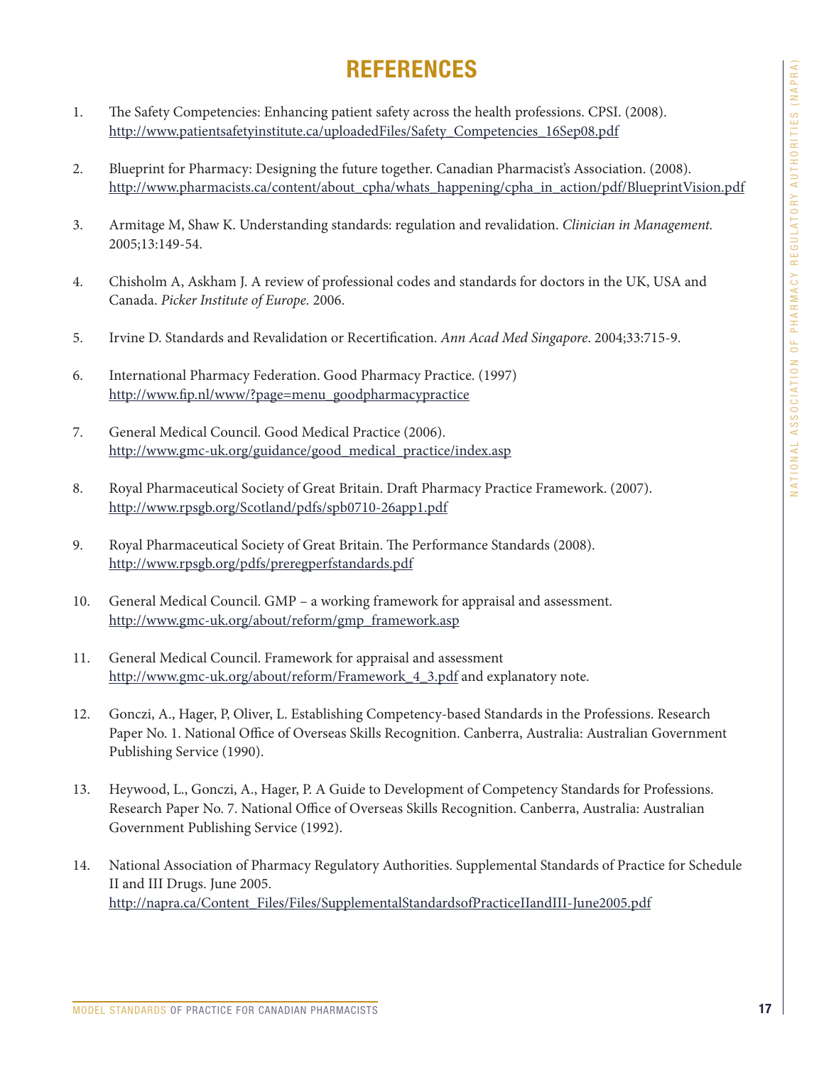# REFERENCES

1. The Safety Competencies: Enhancing patient safety across the health professions. CPSI. (2008). http://www.patientsafetyinstitute.ca/uploadedFiles/Safety_Competencies_16Sep08.pdf

2. Blueprint for Pharmacy: Designing the future together. Canadian Pharmacist's Association. (2008). http://www.pharmacists.ca/content/about_cpha/whats_happening/cpha_in_action/pdf/BlueprintVision.pdf

3. Armitage M, Shaw K. Understanding standards: regulation and revalidation. *Clinician in Management.* 2005;13:149-54.

4. Chisholm A, Askham J. A review of professional codes and standards for doctors in the UK, USA and Canada. *Picker Institute of Europe.* 2006.

5. Irvine D. Standards and Revalidation or Recertification. *Ann Acad Med Singapore*. 2004;33:715-9.

6. International Pharmacy Federation. Good Pharmacy Practice. (1997) http://www.fip.nl/www/?page=menu_goodpharmacypractice

7. General Medical Council. Good Medical Practice (2006). http://www.gmc-uk.org/guidance/good_medical_practice/index.asp

8. Royal Pharmaceutical Society of Great Britain. Draft Pharmacy Practice Framework. (2007). http://www.rpsgb.org/Scotland/pdfs/spb0710-26app1.pdf

9. Royal Pharmaceutical Society of Great Britain. The Performance Standards (2008). http://www.rpsgb.org/pdfs/preregperfstandards.pdf

10. General Medical Council. GMP – a working framework for appraisal and assessment. http://www.gmc-uk.org/about/reform/gmp_framework.asp

11. General Medical Council. Framework for appraisal and assessment http://www.gmc-uk.org/about/reform/Framework_4_3.pdf and explanatory note.

12. Gonczi, A., Hager, P, Oliver, L. Establishing Competency-based Standards in the Professions. Research Paper No. 1. National Office of Overseas Skills Recognition. Canberra, Australia: Australian Government Publishing Service (1990).

13. Heywood, L., Gonczi, A., Hager, P. A Guide to Development of Competency Standards for Professions. Research Paper No. 7. National Office of Overseas Skills Recognition. Canberra, Australia: Australian Government Publishing Service (1992).

14. National Association of Pharmacy Regulatory Authorities. Supplemental Standards of Practice for Schedule II and III Drugs. June 2005. http://napra.ca/Content_Files/Files/SupplementalStandardsofPracticeIIandIII-June2005.pdf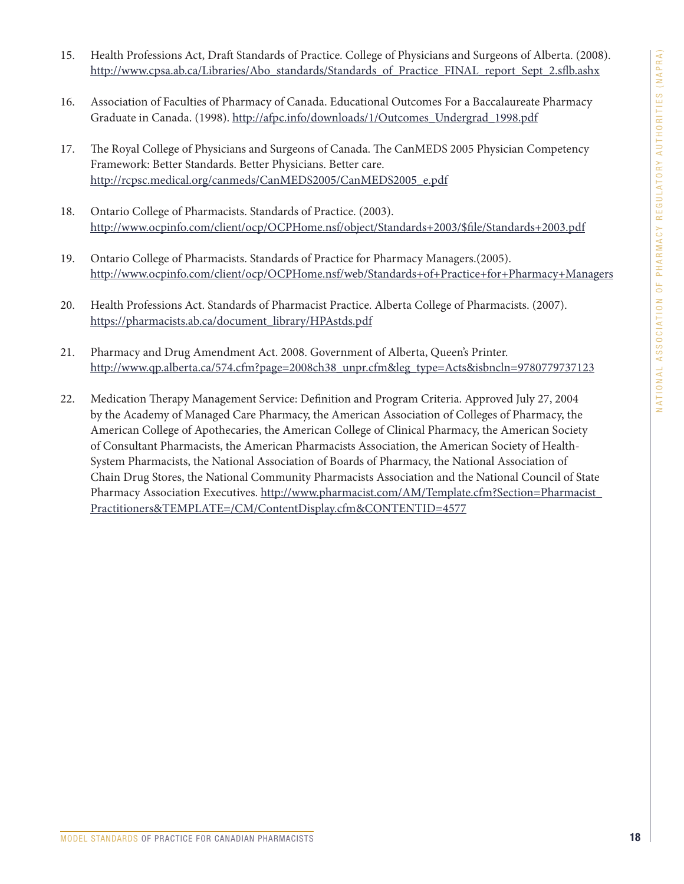15. Health Professions Act, Draft Standards of Practice. College of Physicians and Surgeons of Alberta. (2008). http://www.cpsa.ab.ca/Libraries/Abo_standards/Standards_of_Practice_FINAL_report_Sept_2.sflb.ashx

16. Association of Faculties of Pharmacy of Canada. Educational Outcomes For a Baccalaureate Pharmacy Graduate in Canada. (1998). http://afpc.info/downloads/1/Outcomes_Undergrad_1998.pdf

17. The Royal College of Physicians and Surgeons of Canada. The CanMEDS 2005 Physician Competency Framework: Better Standards. Better Physicians. Better care. http://rcpsc.medical.org/canmeds/CanMEDS2005/CanMEDS2005_e.pdf

18. Ontario College of Pharmacists. Standards of Practice. (2003). http://www.ocpinfo.com/client/ocp/OCPHome.nsf/object/Standards+2003/$file/Standards+2003.pdf

19. Ontario College of Pharmacists. Standards of Practice for Pharmacy Managers.(2005). http://www.ocpinfo.com/client/ocp/OCPHome.nsf/web/Standards+of+Practice+for+Pharmacy+Managers

20. Health Professions Act. Standards of Pharmacist Practice. Alberta College of Pharmacists. (2007). https://pharmacists.ab.ca/document_library/HPAstds.pdf

21. Pharmacy and Drug Amendment Act. 2008. Government of Alberta, Queen's Printer. http://www.qp.alberta.ca/574.cfm?page=2008ch38_unpr.cfm&leg_type=Acts&isbncln=9780779737123

22. Medication Therapy Management Service: Definition and Program Criteria. Approved July 27, 2004 by the Academy of Managed Care Pharmacy, the American Association of Colleges of Pharmacy, the American College of Apothecaries, the American College of Clinical Pharmacy, the American Society of Consultant Pharmacists, the American Pharmacists Association, the American Society of Health-System Pharmacists, the National Association of Boards of Pharmacy, the National Association of Chain Drug Stores, the National Community Pharmacists Association and the National Council of State Pharmacy Association Executives. http://www.pharmacist.com/AM/Template.cfm?Section=Pharmacist_Practitioners&TEMPLATE=/CM/ContentDisplay.cfm&CONTENTID=4577